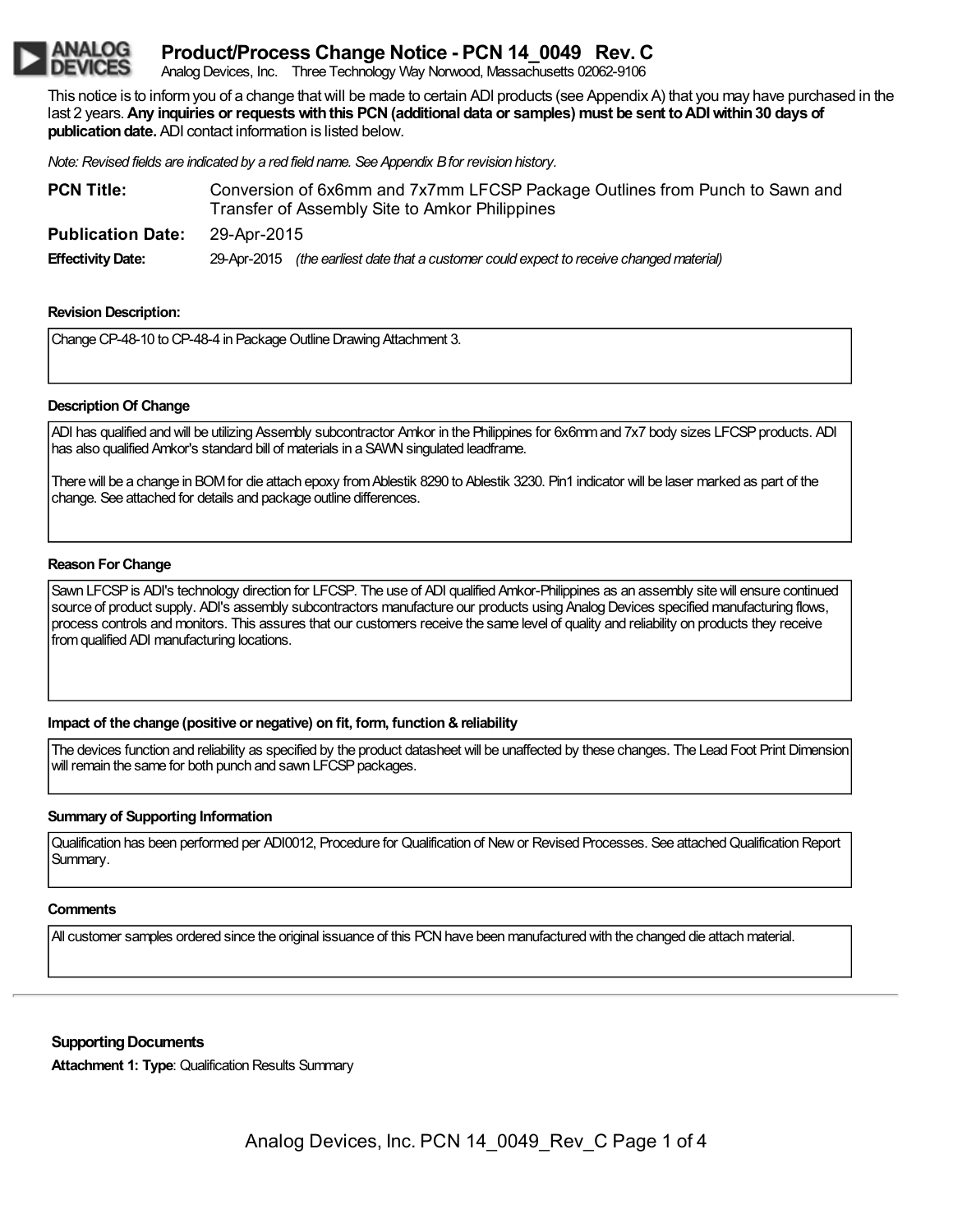# Product/Process Change Notice - PCN 14_0049 Rev. C

Analog Devices, Inc. Three Technology Way Norwood, Massachusetts 02062-9106

This notice is to inform you of a change that will be made to certain ADI products (see Appendix A) that you may have purchased in the last 2 years. **Any inquiries or requests with this PCN (additional data or samples) must be sent to ADI within 30 days of publication date.** ADI contact information is listed below.

*Note: Revised fields are indicated by a red field name. See Appendix B for revision history.*

**PCN Title:** Conversion of 6x6mm and 7x7mm LFCSP Package Outlines from Punch to Sawn and Transfer of Assembly Site to Amkor Philippines

**Publication Date:** 29-Apr-2015

**Effectivity Date:** 29-Apr-2015 *(the earliest date that a customer could expect to receive changed material)*

### Revision Description:

Change CP-48-10 to CP-48-4 in Package Outline Drawing Attachment 3.

### Description Of Change

ADI has qualified and will be utilizing Assembly subcontractor Amkor in the Philippines for 6x6mm and 7x7 body sizes LFCSP products. ADI has also qualified Amkor's standard bill of materials in a SAWN singulated leadframe.

There will be a change in BOM for die attach epoxy from Ablestik 8290 to Ablestik 3230. Pin1 indicator will be laser marked as part of the change. See attached for details and package outline differences.

### Reason For Change

Sawn LFCSP is ADI's technology direction for LFCSP. The use of ADI qualified Amkor-Philippines as an assembly site will ensure continued source of product supply. ADI's assembly subcontractors manufacture our products using Analog Devices specified manufacturing flows, process controls and monitors. This assures that our customers receive the same level of quality and reliability on products they receive from qualified ADI manufacturing locations.

### Impact of the change (positive or negative) on fit, form, function & reliability

The devices function and reliability as specified by the product datasheet will be unaffected by these changes. The Lead Foot Print Dimension will remain the same for both punch and sawn LFCSP packages.

### Summary of Supporting Information

Qualification has been performed per ADI0012, Procedure for Qualification of New or Revised Processes. See attached Qualification Report Summary.

### Comments

All customer samples ordered since the original issuance of this PCN have been manufactured with the changed die attach material.

---

### Supporting Documents

**Attachment 1: Type**: Qualification Results Summary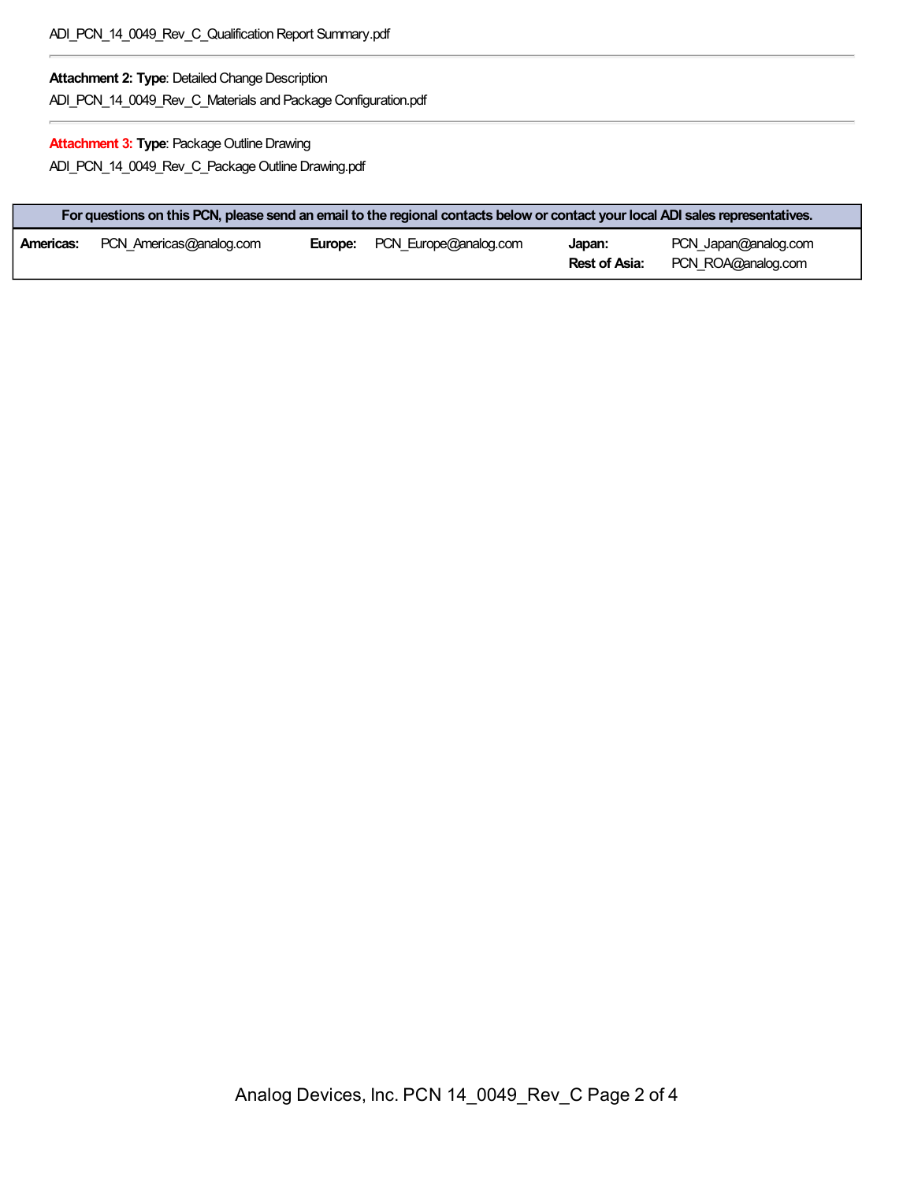ADI_PCN_14_0049_Rev_C_Qualification Report Summary.pdf

---

**Attachment 2: Type**: Detailed Change Description

ADI_PCN_14_0049_Rev_C_Materials and Package Configuration.pdf

---

**Attachment 3: Type**: Package Outline Drawing

ADI_PCN_14_0049_Rev_C_Package Outline Drawing.pdf

| **For questions on this PCN, please send an email to the regional contacts below or contact your local ADI sales representatives.** | | | | | |
|---|---|---|---|---|---|
| **Americas:** | PCN_Americas@analog.com | **Europe:** | PCN_Europe@analog.com | **Japan:** | PCN_Japan@analog.com |
| | | | | **Rest of Asia:** | PCN_ROA@analog.com |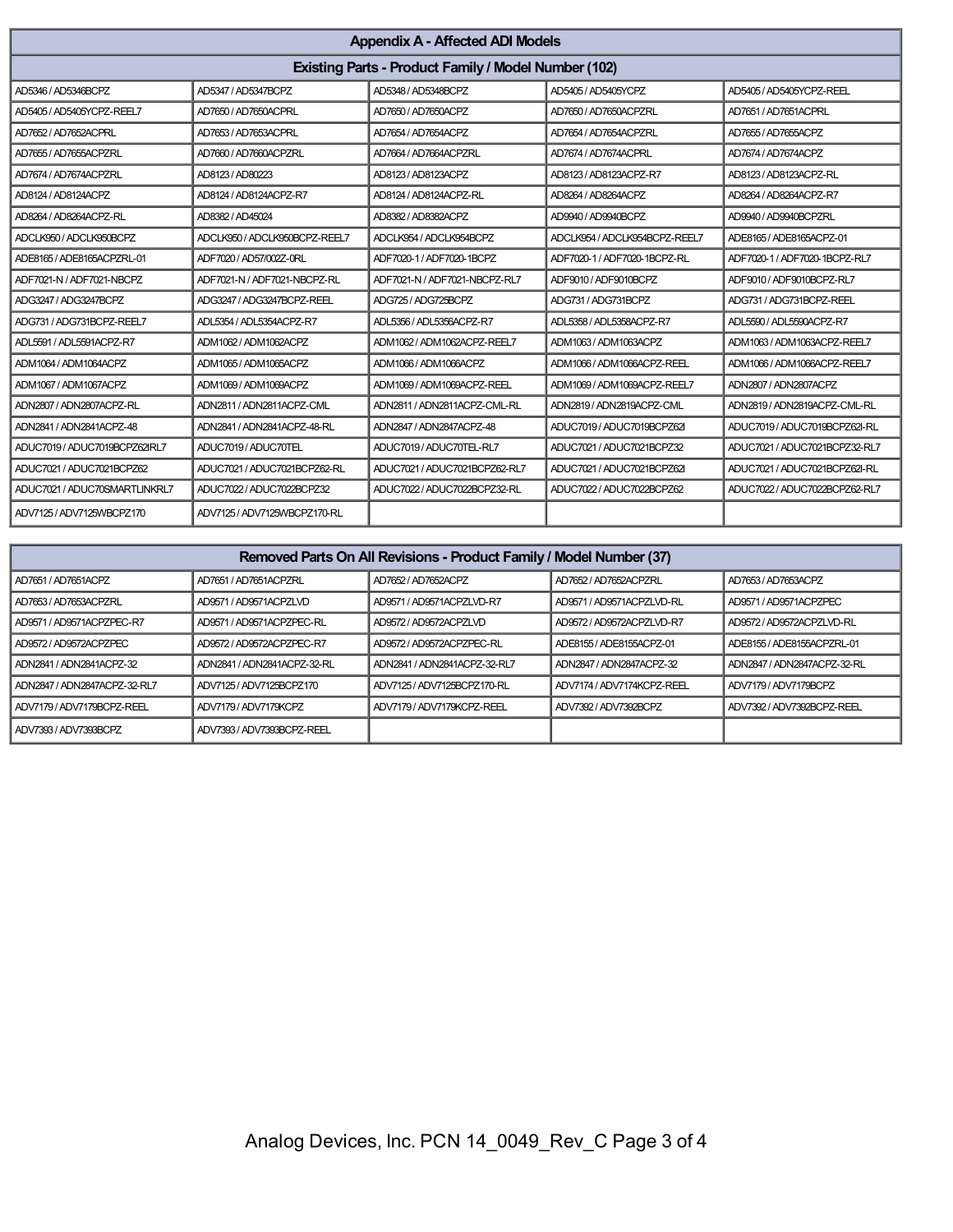## Appendix A - Affected ADI Models

### Existing Parts - Product Family / Model Number (102)

| | | | | |
|---|---|---|---|---|
| AD5346 / AD5346BCPZ | AD5347 / AD5347BCPZ | AD5348 / AD5348BCPZ | AD5405 / AD5405YCPZ | AD5405 / AD5405YCPZ-REEL |
| AD5405 / AD5405YCPZ-REEL7 | AD7650 / AD7650ACPRL | AD7650 / AD7650ACPZ | AD7650 / AD7650ACPZRL | AD7651 / AD7651ACPRL |
| AD7652 / AD7652ACPRL | AD7653 / AD7653ACPRL | AD7654 / AD7654ACPZ | AD7654 / AD7654ACPZRL | AD7655 / AD7655ACPZ |
| AD7655 / AD7655ACPZRL | AD7660 / AD7660ACPZRL | AD7664 / AD7664ACPZRL | AD7674 / AD7674ACPRL | AD7674 / AD7674ACPZ |
| AD7674 / AD7674ACPZRL | AD8123 / AD80223 | AD8123 / AD8123ACPZ | AD8123 / AD8123ACPZ-R7 | AD8123 / AD8123ACPZ-RL |
| AD8124 / AD8124ACPZ | AD8124 / AD8124ACPZ-R7 | AD8124 / AD8124ACPZ-RL | AD8264 / AD8264ACPZ | AD8264 / AD8264ACPZ-R7 |
| AD8264 / AD8264ACPZ-RL | AD8382 / AD45024 | AD8382 / AD8382ACPZ | AD9940 / AD9940BCPZ | AD9940 / AD9940BCPZRL |
| ADCLK950 / ADCLK950BCPZ | ADCLK950 / ADCLK950BCPZ-REEL7 | ADCLK954 / ADCLK954BCPZ | ADCLK954 / ADCLK954BCPZ-REEL7 | ADE8165 / ADE8165ACPZ-01 |
| ADE8165 / ADE8165ACPZRL-01 | ADF7020 / AD57/002Z-0RL | ADF7020-1 / ADF7020-1BCPZ | ADF7020-1 / ADF7020-1BCPZ-RL | ADF7020-1 / ADF7020-1BCPZ-RL7 |
| ADF7021-N / ADF7021-NBCPZ | ADF7021-N / ADF7021-NBCPZ-RL | ADF7021-N / ADF7021-NBCPZ-RL7 | ADF9010 / ADF9010BCPZ | ADF9010 / ADF9010BCPZ-RL7 |
| ADG3247 / ADG3247BCPZ | ADG3247 / ADG3247BCPZ-REEL | ADG725 / ADG725BCPZ | ADG731 / ADG731BCPZ | ADG731 / ADG731BCPZ-REEL |
| ADG731 / ADG731BCPZ-REEL7 | ADL5354 / ADL5354ACPZ-R7 | ADL5356 / ADL5356ACPZ-R7 | ADL5358 / ADL5358ACPZ-R7 | ADL5590 / ADL5590ACPZ-R7 |
| ADL5591 / ADL5591ACPZ-R7 | ADM1062 / ADM1062ACPZ | ADM1062 / ADM1062ACPZ-REEL7 | ADM1063 / ADM1063ACPZ | ADM1063 / ADM1063ACPZ-REEL7 |
| ADM1064 / ADM1064ACPZ | ADM1065 / ADM1065ACPZ | ADM1066 / ADM1066ACPZ | ADM1066 / ADM1066ACPZ-REEL | ADM1066 / ADM1066ACPZ-REEL7 |
| ADM1067 / ADM1067ACPZ | ADM1069 / ADM1069ACPZ | ADM1069 / ADM1069ACPZ-REEL | ADM1069 / ADM1069ACPZ-REEL7 | ADN2807 / ADN2807ACPZ |
| ADN2807 / ADN2807ACPZ-RL | ADN2811 / ADN2811ACPZ-CML | ADN2811 / ADN2811ACPZ-CML-RL | ADN2819 / ADN2819ACPZ-CML | ADN2819 / ADN2819ACPZ-CML-RL |
| ADN2841 / ADN2841ACPZ-48 | ADN2841 / ADN2841ACPZ-48-RL | ADN2847 / ADN2847ACPZ-48 | ADUC7019 / ADUC7019BCPZ62I | ADUC7019 / ADUC7019BCPZ62I-RL |
| ADUC7019 / ADUC7019BCPZ62IRL7 | ADUC7019 / ADUC70TEL | ADUC7019 / ADUC70TEL-RL7 | ADUC7021 / ADUC7021BCPZ32 | ADUC7021 / ADUC7021BCPZ32-RL7 |
| ADUC7021 / ADUC7021BCPZ62 | ADUC7021 / ADUC7021BCPZ62-RL | ADUC7021 / ADUC7021BCPZ62-RL7 | ADUC7021 / ADUC7021BCPZ62I | ADUC7021 / ADUC7021BCPZ62I-RL |
| ADUC7021 / ADUC70SMARTLINKRL7 | ADUC7022 / ADUC7022BCPZ32 | ADUC7022 / ADUC7022BCPZ32-RL | ADUC7022 / ADUC7022BCPZ62 | ADUC7022 / ADUC7022BCPZ62-RL7 |
| ADV7125 / ADV7125WBCPZ170 | ADV7125 / ADV7125WBCPZ170-RL | | | |

### Removed Parts On All Revisions - Product Family / Model Number (37)

| | | | | |
|---|---|---|---|---|
| AD7651 / AD7651ACPZ | AD7651 / AD7651ACPZRL | AD7652 / AD7652ACPZ | AD7652 / AD7652ACPZRL | AD7653 / AD7653ACPZ |
| AD7653 / AD7653ACPZRL | AD9571 / AD9571ACPZLVD | AD9571 / AD9571ACPZLVD-R7 | AD9571 / AD9571ACPZLVD-RL | AD9571 / AD9571ACPZPEC |
| AD9571 / AD9571ACPZPEC-R7 | AD9571 / AD9571ACPZPEC-RL | AD9572 / AD9572ACPZLVD | AD9572 / AD9572ACPZLVD-R7 | AD9572 / AD9572ACPZLVD-RL |
| AD9572 / AD9572ACPZPEC | AD9572 / AD9572ACPZPEC-R7 | AD9572 / AD9572ACPZPEC-RL | ADE8155 / ADE8155ACPZ-01 | ADE8155 / ADE8155ACPZRL-01 |
| ADN2841 / ADN2841ACPZ-32 | ADN2841 / ADN2841ACPZ-32-RL | ADN2841 / ADN2841ACPZ-32-RL7 | ADN2847 / ADN2847ACPZ-32 | ADN2847 / ADN2847ACPZ-32-RL |
| ADN2847 / ADN2847ACPZ-32-RL7 | ADV7125 / ADV7125BCPZ170 | ADV7125 / ADV7125BCPZ170-RL | ADV7174 / ADV7174KCPZ-REEL | ADV7179 / ADV7179BCPZ |
| ADV7179 / ADV7179BCPZ-REEL | ADV7179 / ADV7179KCPZ | ADV7179 / ADV7179KCPZ-REEL | ADV7392 / ADV7392BCPZ | ADV7392 / ADV7392BCPZ-REEL |
| ADV7393 / ADV7393BCPZ | ADV7393 / ADV7393BCPZ-REEL | | | |

Analog Devices, Inc. PCN 14_0049_Rev_C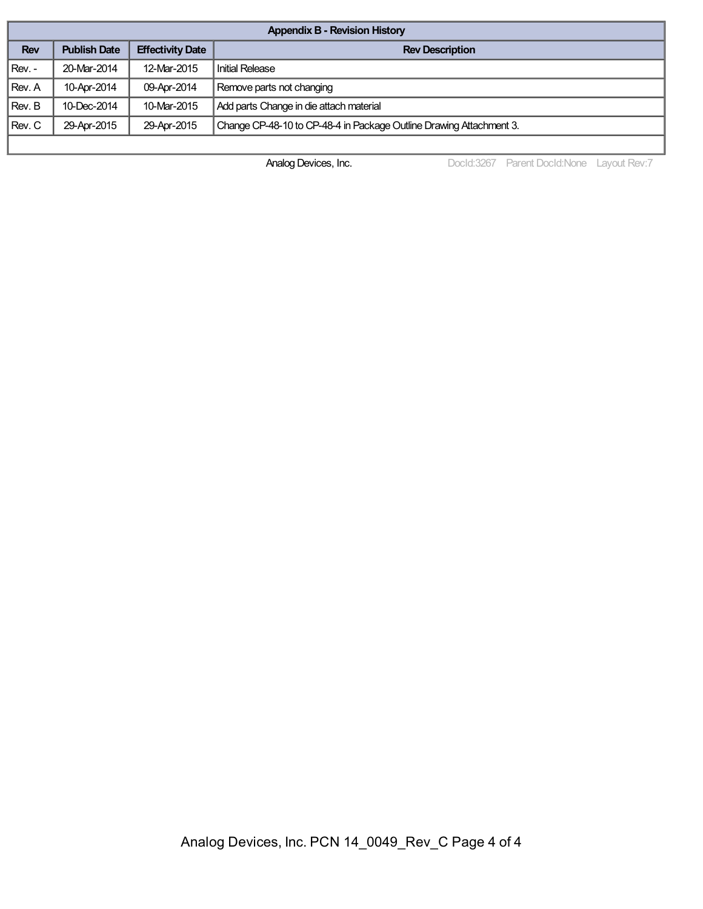## Appendix B - Revision History

| Rev | Publish Date | Effectivity Date | Rev Description |
|---|---|---|---|
| Rev. - | 20-Mar-2014 | 12-Mar-2015 | Initial Release |
| Rev. A | 10-Apr-2014 | 09-Apr-2014 | Remove parts not changing |
| Rev. B | 10-Dec-2014 | 10-Mar-2015 | Add parts Change in die attach material |
| Rev. C | 29-Apr-2015 | 29-Apr-2015 | Change CP-48-10 to CP-48-4 in Package Outline Drawing Attachment 3. |
| | | | |

Analog Devices, Inc. DocId:3267 Parent DocId:None Layout Rev:7